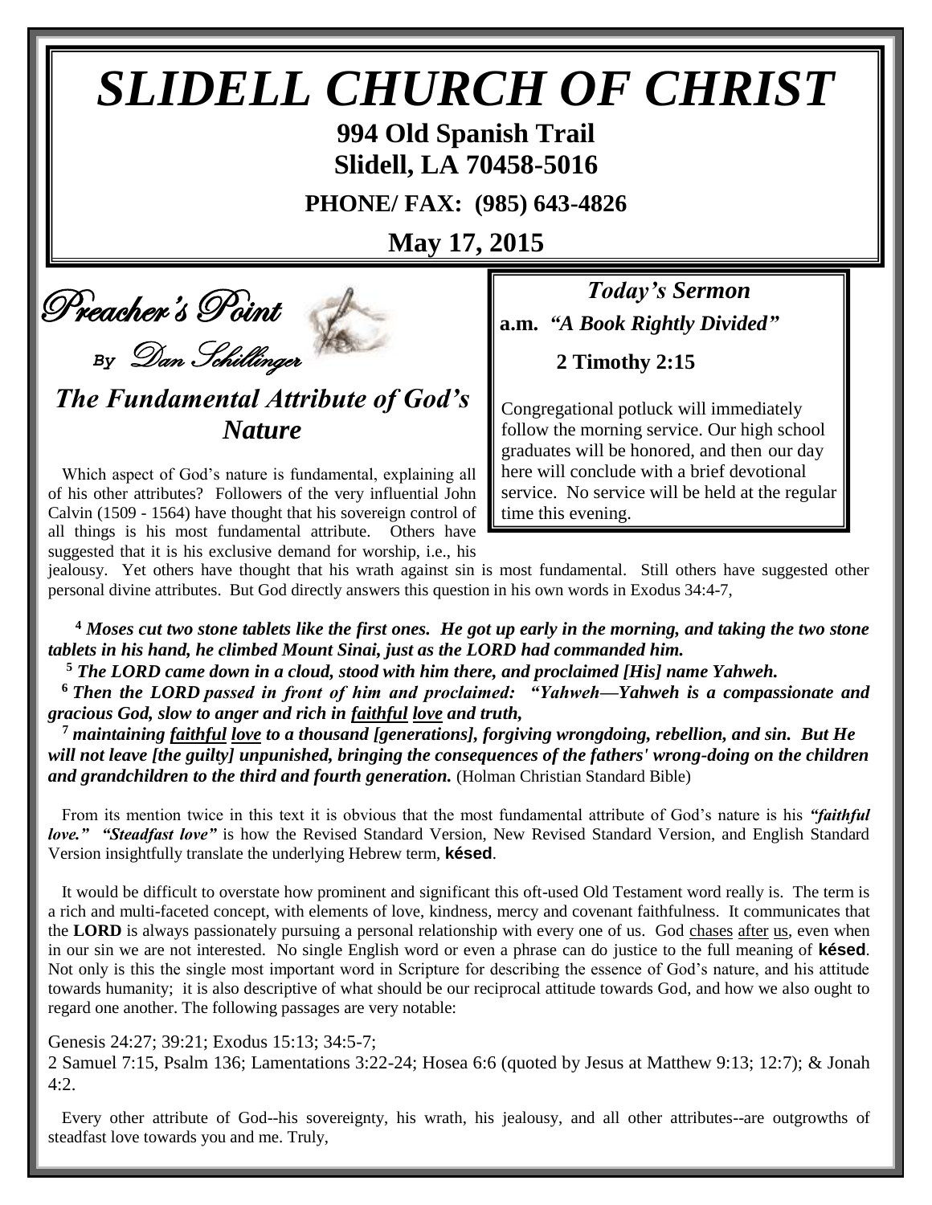# SLIDELL CHURCH OF CHRIST

**994 Old Spanish Trail**
**Slidell, LA 70458-5016**

**PHONE/ FAX: (985) 643-4826**

**May 17, 2015**

## Preacher's Point

*By Dan Schillinger*

### *Today's Sermon*

**a.m.** ***"A Book Rightly Divided"***

**2 Timothy 2:15**

Congregational potluck will immediately follow the morning service. Our high school graduates will be honored, and then our day here will conclude with a brief devotional service. No service will be held at the regular time this evening.

### *The Fundamental Attribute of God's Nature*

Which aspect of God's nature is fundamental, explaining all of his other attributes? Followers of the very influential John Calvin (1509 - 1564) have thought that his sovereign control of all things is his most fundamental attribute. Others have suggested that it is his exclusive demand for worship, i.e., his jealousy. Yet others have thought that his wrath against sin is most fundamental. Still others have suggested other personal divine attributes. But God directly answers this question in his own words in Exodus 34:4-7,

> **4** ***Moses cut two stone tablets like the first ones. He got up early in the morning, and taking the two stone tablets in his hand, he climbed Mount Sinai, just as the LORD had commanded him.***
>
> **5** ***The LORD came down in a cloud, stood with him there, and proclaimed [His] name Yahweh.***
>
> **6** ***Then the LORD passed in front of him and proclaimed: "Yahweh—Yahweh is a compassionate and gracious God, slow to anger and rich in faithful love and truth,***
>
> **7** ***maintaining faithful love to a thousand [generations], forgiving wrongdoing, rebellion, and sin. But He will not leave [the guilty] unpunished, bringing the consequences of the fathers' wrong-doing on the children and grandchildren to the third and fourth generation.*** (Holman Christian Standard Bible)

From its mention twice in this text it is obvious that the most fundamental attribute of God's nature is his ***"faithful love." "Steadfast love"*** is how the Revised Standard Version, New Revised Standard Version, and English Standard Version insightfully translate the underlying Hebrew term, **késed**.

It would be difficult to overstate how prominent and significant this oft-used Old Testament word really is. The term is a rich and multi-faceted concept, with elements of love, kindness, mercy and covenant faithfulness. It communicates that the **LORD** is always passionately pursuing a personal relationship with every one of us. God chases after us, even when in our sin we are not interested. No single English word or even a phrase can do justice to the full meaning of **késed**. Not only is this the single most important word in Scripture for describing the essence of God's nature, and his attitude towards humanity; it is also descriptive of what should be our reciprocal attitude towards God, and how we also ought to regard one another. The following passages are very notable:

Genesis 24:27; 39:21; Exodus 15:13; 34:5-7;
2 Samuel 7:15, Psalm 136; Lamentations 3:22-24; Hosea 6:6 (quoted by Jesus at Matthew 9:13; 12:7); & Jonah 4:2.

Every other attribute of God--his sovereignty, his wrath, his jealousy, and all other attributes--are outgrowths of steadfast love towards you and me. Truly,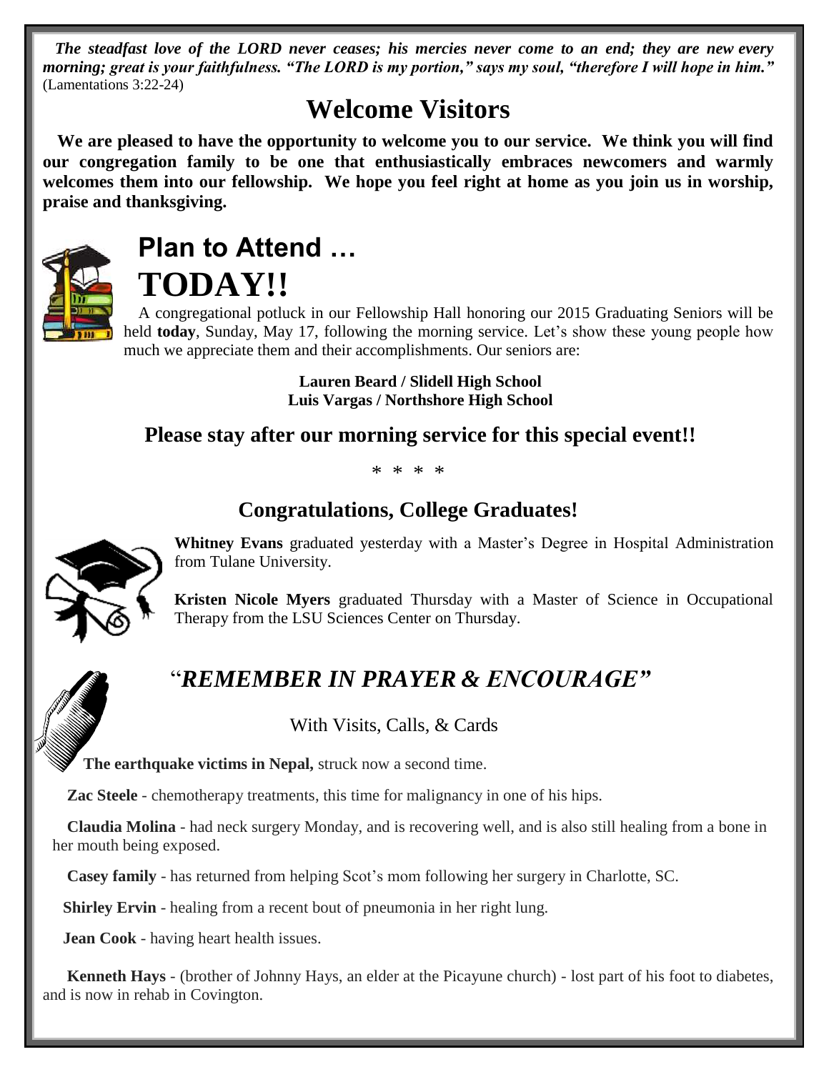*The steadfast love of the LORD never ceases; his mercies never come to an end; they are new every morning; great is your faithfulness. "The LORD is my portion," says my soul, "therefore I will hope in him."* (Lamentations 3:22-24)

# Welcome Visitors

**We are pleased to have the opportunity to welcome you to our service. We think you will find our congregation family to be one that enthusiastically embraces newcomers and warmly welcomes them into our fellowship. We hope you feel right at home as you join us in worship, praise and thanksgiving.**

## Plan to Attend …
# TODAY!!

A congregational potluck in our Fellowship Hall honoring our 2015 Graduating Seniors will be held **today**, Sunday, May 17, following the morning service. Let's show these young people how much we appreciate them and their accomplishments. Our seniors are:

**Lauren Beard / Slidell High School**
**Luis Vargas / Northshore High School**

## Please stay after our morning service for this special event!!

\* \* \* \*

## Congratulations, College Graduates!

**Whitney Evans** graduated yesterday with a Master's Degree in Hospital Administration from Tulane University.

**Kristen Nicole Myers** graduated Thursday with a Master of Science in Occupational Therapy from the LSU Sciences Center on Thursday.

## "*REMEMBER IN PRAYER & ENCOURAGE"*

With Visits, Calls, & Cards

**The earthquake victims in Nepal,** struck now a second time.

**Zac Steele** - chemotherapy treatments, this time for malignancy in one of his hips.

**Claudia Molina** - had neck surgery Monday, and is recovering well, and is also still healing from a bone in her mouth being exposed.

**Casey family** - has returned from helping Scot's mom following her surgery in Charlotte, SC.

**Shirley Ervin** - healing from a recent bout of pneumonia in her right lung.

**Jean Cook** - having heart health issues.

**Kenneth Hays** - (brother of Johnny Hays, an elder at the Picayune church) - lost part of his foot to diabetes, and is now in rehab in Covington.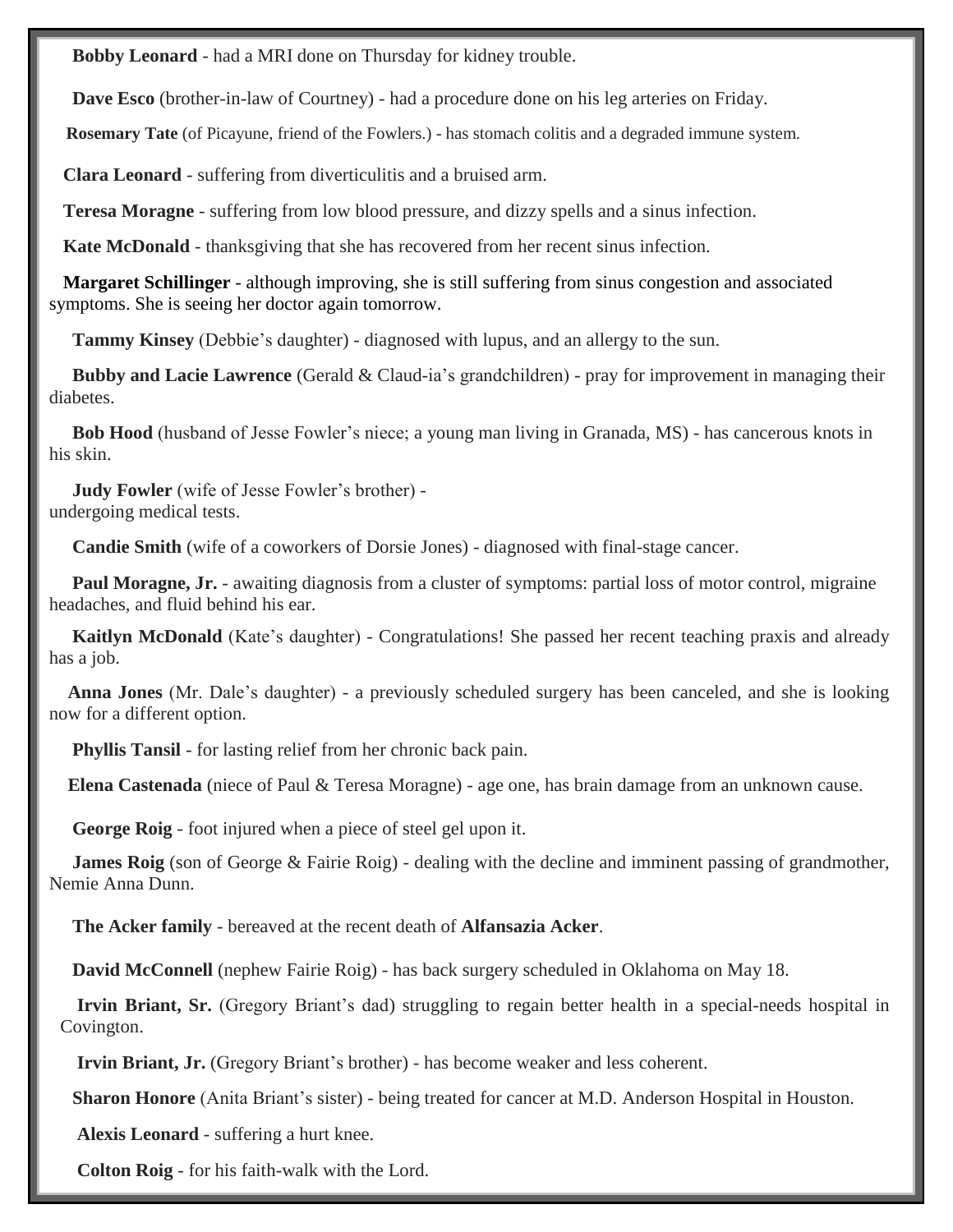**Bobby Leonard** - had a MRI done on Thursday for kidney trouble.

**Dave Esco** (brother-in-law of Courtney) - had a procedure done on his leg arteries on Friday.

**Rosemary Tate** (of Picayune, friend of the Fowlers.) - has stomach colitis and a degraded immune system.

**Clara Leonard** - suffering from diverticulitis and a bruised arm.

**Teresa Moragne** - suffering from low blood pressure, and dizzy spells and a sinus infection.

**Kate McDonald** - thanksgiving that she has recovered from her recent sinus infection.

**Margaret Schillinger** - although improving, she is still suffering from sinus congestion and associated symptoms. She is seeing her doctor again tomorrow.

**Tammy Kinsey** (Debbie's daughter) - diagnosed with lupus, and an allergy to the sun.

**Bubby and Lacie Lawrence** (Gerald & Claud-ia's grandchildren) - pray for improvement in managing their diabetes.

**Bob Hood** (husband of Jesse Fowler's niece; a young man living in Granada, MS) - has cancerous knots in his skin.

**Judy Fowler** (wife of Jesse Fowler's brother) - undergoing medical tests.

**Candie Smith** (wife of a coworkers of Dorsie Jones) - diagnosed with final-stage cancer.

**Paul Moragne, Jr.** - awaiting diagnosis from a cluster of symptoms: partial loss of motor control, migraine headaches, and fluid behind his ear.

**Kaitlyn McDonald** (Kate's daughter) - Congratulations! She passed her recent teaching praxis and already has a job.

**Anna Jones** (Mr. Dale's daughter) - a previously scheduled surgery has been canceled, and she is looking now for a different option.

**Phyllis Tansil** - for lasting relief from her chronic back pain.

**Elena Castenada** (niece of Paul & Teresa Moragne) - age one, has brain damage from an unknown cause.

**George Roig** - foot injured when a piece of steel gel upon it.

**James Roig** (son of George & Fairie Roig) - dealing with the decline and imminent passing of grandmother, Nemie Anna Dunn.

**The Acker family** - bereaved at the recent death of **Alfansazia Acker**.

**David McConnell** (nephew Fairie Roig) - has back surgery scheduled in Oklahoma on May 18.

**Irvin Briant, Sr.** (Gregory Briant's dad) struggling to regain better health in a special-needs hospital in Covington.

**Irvin Briant, Jr.** (Gregory Briant's brother) - has become weaker and less coherent.

**Sharon Honore** (Anita Briant's sister) - being treated for cancer at M.D. Anderson Hospital in Houston.

**Alexis Leonard** - suffering a hurt knee.

**Colton Roig** - for his faith-walk with the Lord.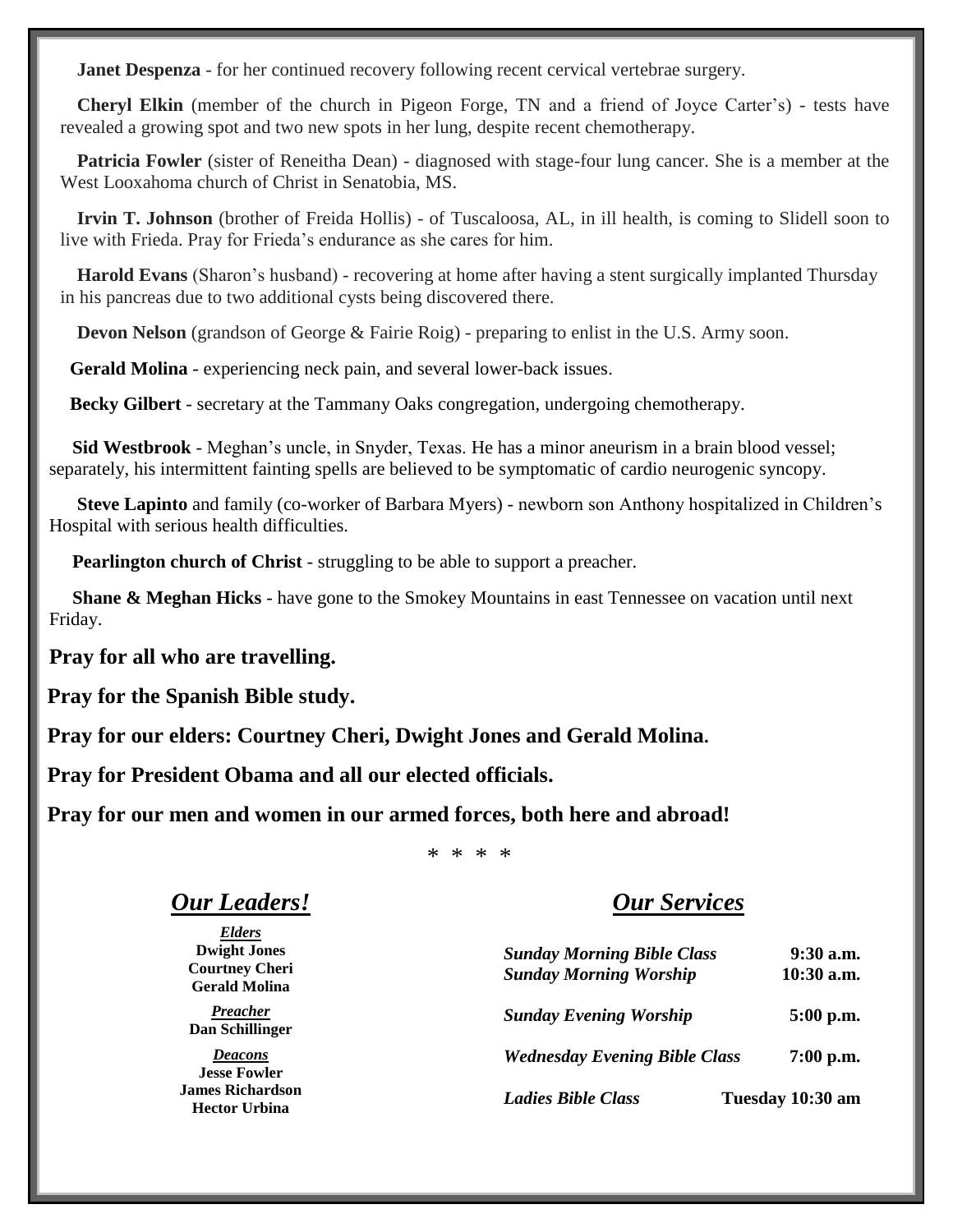**Janet Despenza** - for her continued recovery following recent cervical vertebrae surgery.

**Cheryl Elkin** (member of the church in Pigeon Forge, TN and a friend of Joyce Carter's) - tests have revealed a growing spot and two new spots in her lung, despite recent chemotherapy.

**Patricia Fowler** (sister of Reneitha Dean) - diagnosed with stage-four lung cancer. She is a member at the West Looxahoma church of Christ in Senatobia, MS.

**Irvin T. Johnson** (brother of Freida Hollis) - of Tuscaloosa, AL, in ill health, is coming to Slidell soon to live with Frieda. Pray for Frieda's endurance as she cares for him.

**Harold Evans** (Sharon's husband) - recovering at home after having a stent surgically implanted Thursday in his pancreas due to two additional cysts being discovered there.

**Devon Nelson** (grandson of George & Fairie Roig) - preparing to enlist in the U.S. Army soon.

**Gerald Molina** - experiencing neck pain, and several lower-back issues.

**Becky Gilbert** - secretary at the Tammany Oaks congregation, undergoing chemotherapy.

**Sid Westbrook** - Meghan's uncle, in Snyder, Texas. He has a minor aneurism in a brain blood vessel; separately, his intermittent fainting spells are believed to be symptomatic of cardio neurogenic syncopy.

**Steve Lapinto** and family (co-worker of Barbara Myers) - newborn son Anthony hospitalized in Children's Hospital with serious health difficulties.

**Pearlington church of Christ** - struggling to be able to support a preacher.

**Shane & Meghan Hicks** - have gone to the Smokey Mountains in east Tennessee on vacation until next Friday.

**Pray for all who are travelling.**

**Pray for the Spanish Bible study.**

**Pray for our elders: Courtney Cheri, Dwight Jones and Gerald Molina.**

**Pray for President Obama and all our elected officials.**

**Pray for our men and women in our armed forces, both here and abroad!**

\* \* \* \*

## *Our Leaders!*

***Elders***

**Dwight Jones**
**Courtney Cheri**
**Gerald Molina**

***Preacher***

**Dan Schillinger**

***Deacons***

**Jesse Fowler**
**James Richardson**
**Hector Urbina**

## *Our Services*

| | |
|---|---|
| ***Sunday Morning Bible Class*** | **9:30 a.m.** |
| ***Sunday Morning Worship*** | **10:30 a.m.** |
| ***Sunday Evening Worship*** | **5:00 p.m.** |
| ***Wednesday Evening Bible Class*** | **7:00 p.m.** |
| ***Ladies Bible Class*** | **Tuesday 10:30 am** |